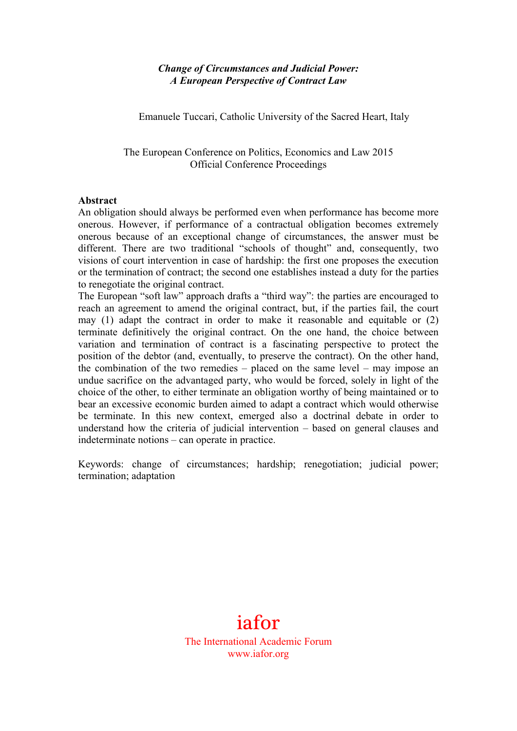# *Change of Circumstances and Judicial Power: A European Perspective of Contract Law*

Emanuele Tuccari, Catholic University of the Sacred Heart, Italy

The European Conference on Politics, Economics and Law 2015
Official Conference Proceedings

**Abstract**

An obligation should always be performed even when performance has become more onerous. However, if performance of a contractual obligation becomes extremely onerous because of an exceptional change of circumstances, the answer must be different. There are two traditional "schools of thought" and, consequently, two visions of court intervention in case of hardship: the first one proposes the execution or the termination of contract; the second one establishes instead a duty for the parties to renegotiate the original contract.

The European "soft law" approach drafts a "third way": the parties are encouraged to reach an agreement to amend the original contract, but, if the parties fail, the court may (1) adapt the contract in order to make it reasonable and equitable or (2) terminate definitively the original contract. On the one hand, the choice between variation and termination of contract is a fascinating perspective to protect the position of the debtor (and, eventually, to preserve the contract). On the other hand, the combination of the two remedies – placed on the same level – may impose an undue sacrifice on the advantaged party, who would be forced, solely in light of the choice of the other, to either terminate an obligation worthy of being maintained or to bear an excessive economic burden aimed to adapt a contract which would otherwise be terminate. In this new context, emerged also a doctrinal debate in order to understand how the criteria of judicial intervention – based on general clauses and indeterminate notions – can operate in practice.

Keywords: change of circumstances; hardship; renegotiation; judicial power; termination; adaptation

iafor
The International Academic Forum
www.iafor.org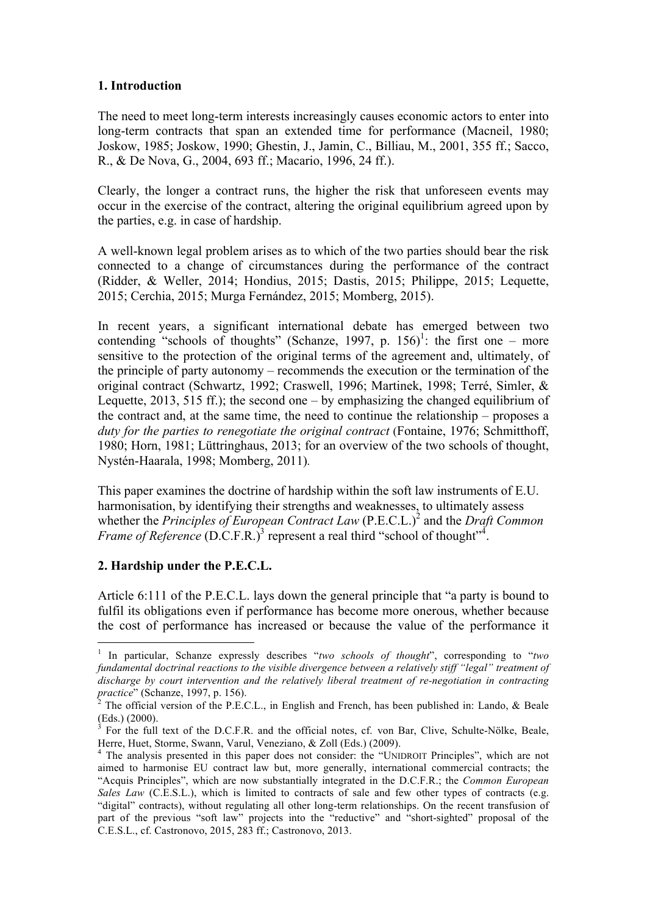## 1. Introduction

The need to meet long-term interests increasingly causes economic actors to enter into long-term contracts that span an extended time for performance (Macneil, 1980; Joskow, 1985; Joskow, 1990; Ghestin, J., Jamin, C., Billiau, M., 2001, 355 ff.; Sacco, R., & De Nova, G., 2004, 693 ff.; Macario, 1996, 24 ff.).

Clearly, the longer a contract runs, the higher the risk that unforeseen events may occur in the exercise of the contract, altering the original equilibrium agreed upon by the parties, e.g. in case of hardship.

A well-known legal problem arises as to which of the two parties should bear the risk connected to a change of circumstances during the performance of the contract (Ridder, & Weller, 2014; Hondius, 2015; Dastis, 2015; Philippe, 2015; Lequette, 2015; Cerchia, 2015; Murga Fernández, 2015; Momberg, 2015).

In recent years, a significant international debate has emerged between two contending "schools of thoughts" (Schanze, 1997, p. 156)[1]: the first one – more sensitive to the protection of the original terms of the agreement and, ultimately, of the principle of party autonomy – recommends the execution or the termination of the original contract (Schwartz, 1992; Craswell, 1996; Martinek, 1998; Terré, Simler, & Lequette, 2013, 515 ff.); the second one – by emphasizing the changed equilibrium of the contract and, at the same time, the need to continue the relationship – proposes a *duty for the parties to renegotiate the original contract* (Fontaine, 1976; Schmitthoff, 1980; Horn, 1981; Lüttringhaus, 2013; for an overview of the two schools of thought, Nystén-Haarala, 1998; Momberg, 2011).

This paper examines the doctrine of hardship within the soft law instruments of E.U. harmonisation, by identifying their strengths and weaknesses, to ultimately assess whether the *Principles of European Contract Law* (P.E.C.L.)[2] and the *Draft Common Frame of Reference* (D.C.F.R.)[3] represent a real third "school of thought"[4].

## 2. Hardship under the P.E.C.L.

Article 6:111 of the P.E.C.L. lays down the general principle that "a party is bound to fulfil its obligations even if performance has become more onerous, whether because the cost of performance has increased or because the value of the performance it

---

[1] In particular, Schanze expressly describes "*two schools of thought*", corresponding to "*two fundamental doctrinal reactions to the visible divergence between a relatively stiff "legal" treatment of discharge by court intervention and the relatively liberal treatment of re-negotiation in contracting practice*" (Schanze, 1997, p. 156).

[2] The official version of the P.E.C.L., in English and French, has been published in: Lando, & Beale (Eds.) (2000).

[3] For the full text of the D.C.F.R. and the official notes, cf. von Bar, Clive, Schulte-Nölke, Beale, Herre, Huet, Storme, Swann, Varul, Veneziano, & Zoll (Eds.) (2009).

[4] The analysis presented in this paper does not consider: the "UNIDROIT Principles", which are not aimed to harmonise EU contract law but, more generally, international commercial contracts; the "Acquis Principles", which are now substantially integrated in the D.C.F.R.; the *Common European Sales Law* (C.E.S.L.), which is limited to contracts of sale and few other types of contracts (e.g. "digital" contracts), without regulating all other long-term relationships. On the recent transfusion of part of the previous "soft law" projects into the "reductive" and "short-sighted" proposal of the C.E.S.L., cf. Castronovo, 2015, 283 ff.; Castronovo, 2013.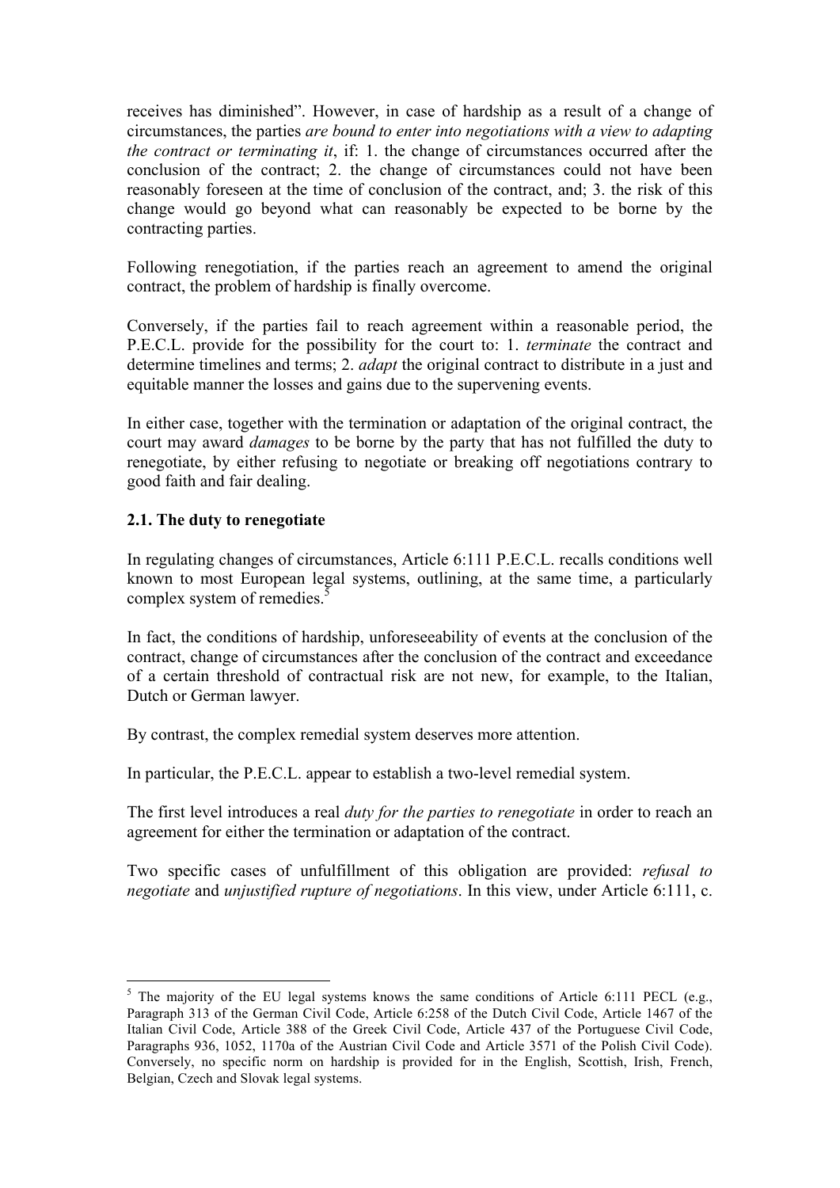receives has diminished". However, in case of hardship as a result of a change of circumstances, the parties *are bound to enter into negotiations with a view to adapting the contract or terminating it*, if: 1. the change of circumstances occurred after the conclusion of the contract; 2. the change of circumstances could not have been reasonably foreseen at the time of conclusion of the contract, and; 3. the risk of this change would go beyond what can reasonably be expected to be borne by the contracting parties.

Following renegotiation, if the parties reach an agreement to amend the original contract, the problem of hardship is finally overcome.

Conversely, if the parties fail to reach agreement within a reasonable period, the P.E.C.L. provide for the possibility for the court to: 1. *terminate* the contract and determine timelines and terms; 2. *adapt* the original contract to distribute in a just and equitable manner the losses and gains due to the supervening events.

In either case, together with the termination or adaptation of the original contract, the court may award *damages* to be borne by the party that has not fulfilled the duty to renegotiate, by either refusing to negotiate or breaking off negotiations contrary to good faith and fair dealing.

### 2.1. The duty to renegotiate

In regulating changes of circumstances, Article 6:111 P.E.C.L. recalls conditions well known to most European legal systems, outlining, at the same time, a particularly complex system of remedies.[5]

In fact, the conditions of hardship, unforeseeability of events at the conclusion of the contract, change of circumstances after the conclusion of the contract and exceedance of a certain threshold of contractual risk are not new, for example, to the Italian, Dutch or German lawyer.

By contrast, the complex remedial system deserves more attention.

In particular, the P.E.C.L. appear to establish a two-level remedial system.

The first level introduces a real *duty for the parties to renegotiate* in order to reach an agreement for either the termination or adaptation of the contract.

Two specific cases of unfulfillment of this obligation are provided: *refusal to negotiate* and *unjustified rupture of negotiations*. In this view, under Article 6:111, c.

---

[5] The majority of the EU legal systems knows the same conditions of Article 6:111 PECL (e.g., Paragraph 313 of the German Civil Code, Article 6:258 of the Dutch Civil Code, Article 1467 of the Italian Civil Code, Article 388 of the Greek Civil Code, Article 437 of the Portuguese Civil Code, Paragraphs 936, 1052, 1170a of the Austrian Civil Code and Article 3571 of the Polish Civil Code). Conversely, no specific norm on hardship is provided for in the English, Scottish, Irish, French, Belgian, Czech and Slovak legal systems.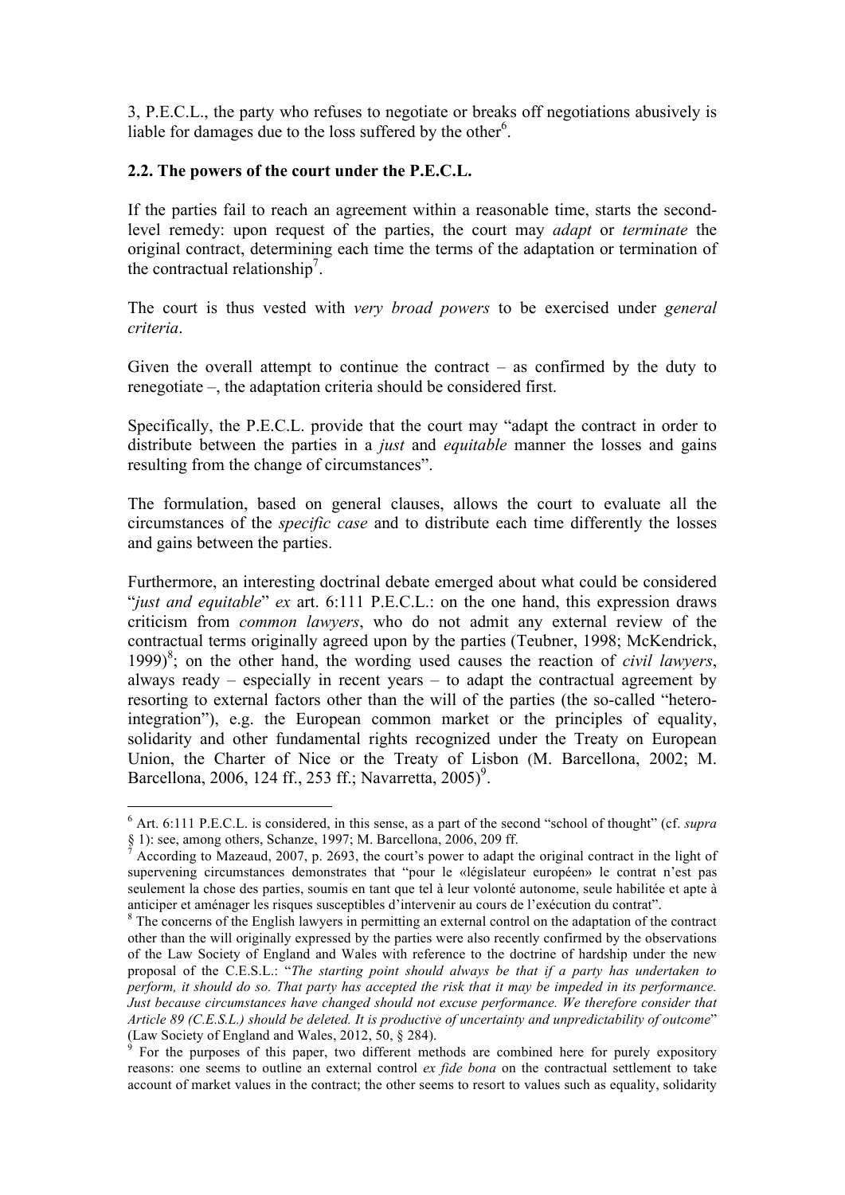3, P.E.C.L., the party who refuses to negotiate or breaks off negotiations abusively is liable for damages due to the loss suffered by the other[6].

### 2.2. The powers of the court under the P.E.C.L.

If the parties fail to reach an agreement within a reasonable time, starts the second-level remedy: upon request of the parties, the court may *adapt* or *terminate* the original contract, determining each time the terms of the adaptation or termination of the contractual relationship[7].

The court is thus vested with *very broad powers* to be exercised under *general criteria*.

Given the overall attempt to continue the contract – as confirmed by the duty to renegotiate –, the adaptation criteria should be considered first.

Specifically, the P.E.C.L. provide that the court may "adapt the contract in order to distribute between the parties in a *just* and *equitable* manner the losses and gains resulting from the change of circumstances".

The formulation, based on general clauses, allows the court to evaluate all the circumstances of the *specific case* and to distribute each time differently the losses and gains between the parties.

Furthermore, an interesting doctrinal debate emerged about what could be considered "*just and equitable*" *ex* art. 6:111 P.E.C.L.: on the one hand, this expression draws criticism from *common lawyers*, who do not admit any external review of the contractual terms originally agreed upon by the parties (Teubner, 1998; McKendrick, 1999)[8]; on the other hand, the wording used causes the reaction of *civil lawyers*, always ready – especially in recent years – to adapt the contractual agreement by resorting to external factors other than the will of the parties (the so-called "hetero-integration"), e.g. the European common market or the principles of equality, solidarity and other fundamental rights recognized under the Treaty on European Union, the Charter of Nice or the Treaty of Lisbon (M. Barcellona, 2002; M. Barcellona, 2006, 124 ff., 253 ff.; Navarretta, 2005)[9].

---

[6] Art. 6:111 P.E.C.L. is considered, in this sense, as a part of the second "school of thought" (cf. *supra* § 1): see, among others, Schanze, 1997; M. Barcellona, 2006, 209 ff.

[7] According to Mazeaud, 2007, p. 2693, the court's power to adapt the original contract in the light of supervening circumstances demonstrates that "pour le «législateur européen» le contrat n'est pas seulement la chose des parties, soumis en tant que tel à leur volonté autonome, seule habilitée et apte à anticiper et aménager les risques susceptibles d'intervenir au cours de l'exécution du contrat".

[8] The concerns of the English lawyers in permitting an external control on the adaptation of the contract other than the will originally expressed by the parties were also recently confirmed by the observations of the Law Society of England and Wales with reference to the doctrine of hardship under the new proposal of the C.E.S.L.: "*The starting point should always be that if a party has undertaken to perform, it should do so. That party has accepted the risk that it may be impeded in its performance. Just because circumstances have changed should not excuse performance. We therefore consider that Article 89 (C.E.S.L.) should be deleted. It is productive of uncertainty and unpredictability of outcome*" (Law Society of England and Wales, 2012, 50, § 284).

[9] For the purposes of this paper, two different methods are combined here for purely expository reasons: one seems to outline an external control *ex fide bona* on the contractual settlement to take account of market values in the contract; the other seems to resort to values such as equality, solidarity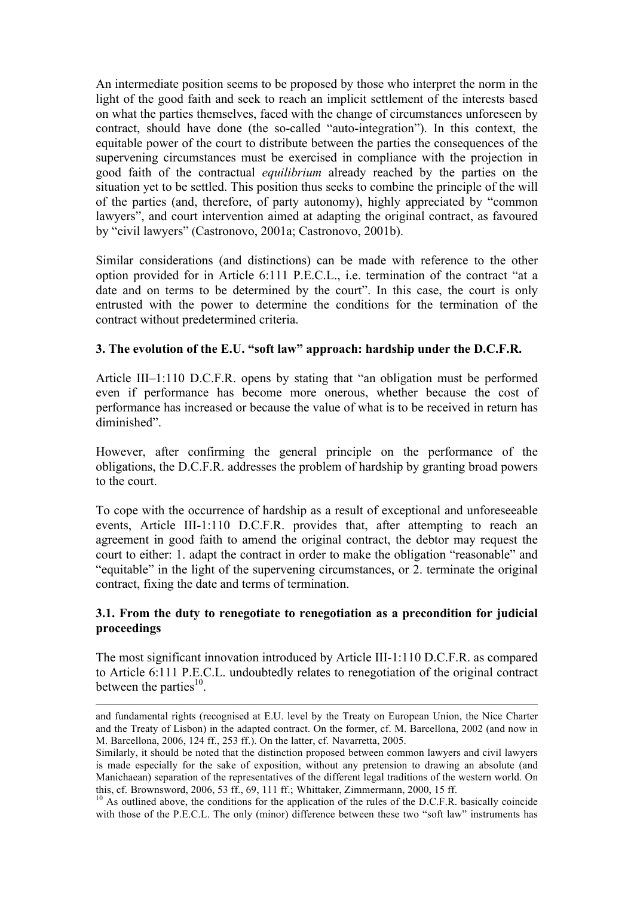An intermediate position seems to be proposed by those who interpret the norm in the light of the good faith and seek to reach an implicit settlement of the interests based on what the parties themselves, faced with the change of circumstances unforeseen by contract, should have done (the so-called "auto-integration"). In this context, the equitable power of the court to distribute between the parties the consequences of the supervening circumstances must be exercised in compliance with the projection in good faith of the contractual *equilibrium* already reached by the parties on the situation yet to be settled. This position thus seeks to combine the principle of the will of the parties (and, therefore, of party autonomy), highly appreciated by "common lawyers", and court intervention aimed at adapting the original contract, as favoured by "civil lawyers" (Castronovo, 2001a; Castronovo, 2001b).

Similar considerations (and distinctions) can be made with reference to the other option provided for in Article 6:111 P.E.C.L., i.e. termination of the contract "at a date and on terms to be determined by the court". In this case, the court is only entrusted with the power to determine the conditions for the termination of the contract without predetermined criteria.

### 3. The evolution of the E.U. "soft law" approach: hardship under the D.C.F.R.

Article III–1:110 D.C.F.R. opens by stating that "an obligation must be performed even if performance has become more onerous, whether because the cost of performance has increased or because the value of what is to be received in return has diminished".

However, after confirming the general principle on the performance of the obligations, the D.C.F.R. addresses the problem of hardship by granting broad powers to the court.

To cope with the occurrence of hardship as a result of exceptional and unforeseeable events, Article III-1:110 D.C.F.R. provides that, after attempting to reach an agreement in good faith to amend the original contract, the debtor may request the court to either: 1. adapt the contract in order to make the obligation "reasonable" and "equitable" in the light of the supervening circumstances, or 2. terminate the original contract, fixing the date and terms of termination.

#### 3.1. From the duty to renegotiate to renegotiation as a precondition for judicial proceedings

The most significant innovation introduced by Article III-1:110 D.C.F.R. as compared to Article 6:111 P.E.C.L. undoubtedly relates to renegotiation of the original contract between the parties[10].

---

and fundamental rights (recognised at E.U. level by the Treaty on European Union, the Nice Charter and the Treaty of Lisbon) in the adapted contract. On the former, cf. M. Barcellona, 2002 (and now in M. Barcellona, 2006, 124 ff., 253 ff.). On the latter, cf. Navarretta, 2005.

Similarly, it should be noted that the distinction proposed between common lawyers and civil lawyers is made especially for the sake of exposition, without any pretension to drawing an absolute (and Manichaean) separation of the representatives of the different legal traditions of the western world. On this, cf. Brownsword, 2006, 53 ff., 69, 111 ff.; Whittaker, Zimmermann, 2000, 15 ff.

[10] As outlined above, the conditions for the application of the rules of the D.C.F.R. basically coincide with those of the P.E.C.L. The only (minor) difference between these two "soft law" instruments has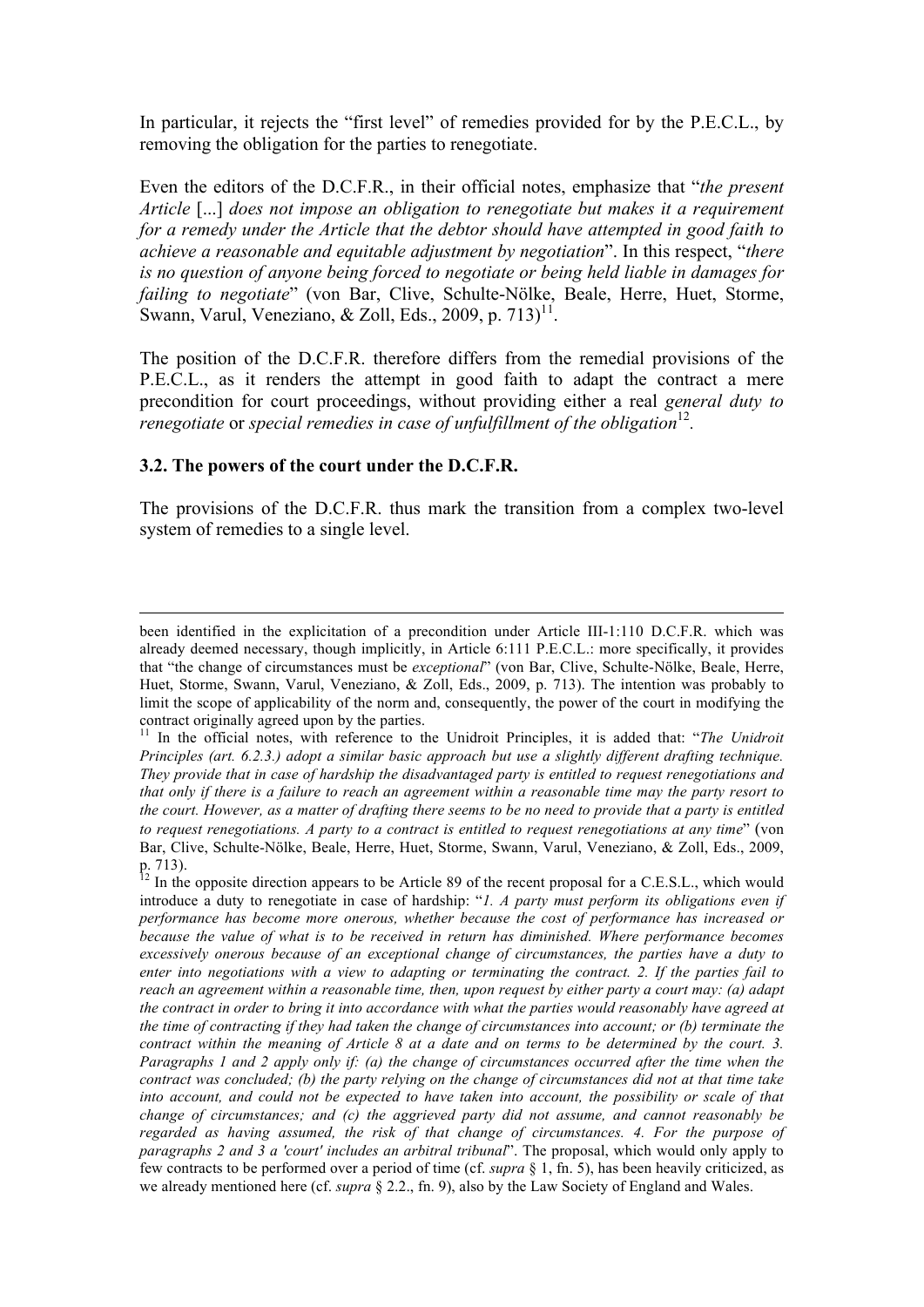In particular, it rejects the "first level" of remedies provided for by the P.E.C.L., by removing the obligation for the parties to renegotiate.

Even the editors of the D.C.F.R., in their official notes, emphasize that "*the present Article* [...] *does not impose an obligation to renegotiate but makes it a requirement for a remedy under the Article that the debtor should have attempted in good faith to achieve a reasonable and equitable adjustment by negotiation*". In this respect, "*there is no question of anyone being forced to negotiate or being held liable in damages for failing to negotiate*" (von Bar, Clive, Schulte-Nölke, Beale, Herre, Huet, Storme, Swann, Varul, Veneziano, & Zoll, Eds., 2009, p. 713)[11].

The position of the D.C.F.R. therefore differs from the remedial provisions of the P.E.C.L., as it renders the attempt in good faith to adapt the contract a mere precondition for court proceedings, without providing either a real *general duty to renegotiate* or *special remedies in case of unfulfillment of the obligation*[12].

### 3.2. The powers of the court under the D.C.F.R.

The provisions of the D.C.F.R. thus mark the transition from a complex two-level system of remedies to a single level.

---

been identified in the explicitation of a precondition under Article III-1:110 D.C.F.R. which was already deemed necessary, though implicitly, in Article 6:111 P.E.C.L.: more specifically, it provides that "the change of circumstances must be *exceptional*" (von Bar, Clive, Schulte-Nölke, Beale, Herre, Huet, Storme, Swann, Varul, Veneziano, & Zoll, Eds., 2009, p. 713). The intention was probably to limit the scope of applicability of the norm and, consequently, the power of the court in modifying the contract originally agreed upon by the parties.

[11] In the official notes, with reference to the Unidroit Principles, it is added that: "*The Unidroit Principles (art. 6.2.3.) adopt a similar basic approach but use a slightly different drafting technique. They provide that in case of hardship the disadvantaged party is entitled to request renegotiations and that only if there is a failure to reach an agreement within a reasonable time may the party resort to the court. However, as a matter of drafting there seems to be no need to provide that a party is entitled to request renegotiations. A party to a contract is entitled to request renegotiations at any time*" (von Bar, Clive, Schulte-Nölke, Beale, Herre, Huet, Storme, Swann, Varul, Veneziano, & Zoll, Eds., 2009, p. 713).

[12] In the opposite direction appears to be Article 89 of the recent proposal for a C.E.S.L., which would introduce a duty to renegotiate in case of hardship: "*1. A party must perform its obligations even if performance has become more onerous, whether because the cost of performance has increased or because the value of what is to be received in return has diminished. Where performance becomes excessively onerous because of an exceptional change of circumstances, the parties have a duty to enter into negotiations with a view to adapting or terminating the contract. 2. If the parties fail to reach an agreement within a reasonable time, then, upon request by either party a court may: (a) adapt the contract in order to bring it into accordance with what the parties would reasonably have agreed at the time of contracting if they had taken the change of circumstances into account; or (b) terminate the contract within the meaning of Article 8 at a date and on terms to be determined by the court. 3. Paragraphs 1 and 2 apply only if: (a) the change of circumstances occurred after the time when the contract was concluded; (b) the party relying on the change of circumstances did not at that time take into account, and could not be expected to have taken into account, the possibility or scale of that change of circumstances; and (c) the aggrieved party did not assume, and cannot reasonably be regarded as having assumed, the risk of that change of circumstances. 4. For the purpose of paragraphs 2 and 3 a 'court' includes an arbitral tribunal*". The proposal, which would only apply to few contracts to be performed over a period of time (cf. *supra* § 1, fn. 5), has been heavily criticized, as we already mentioned here (cf. *supra* § 2.2., fn. 9), also by the Law Society of England and Wales.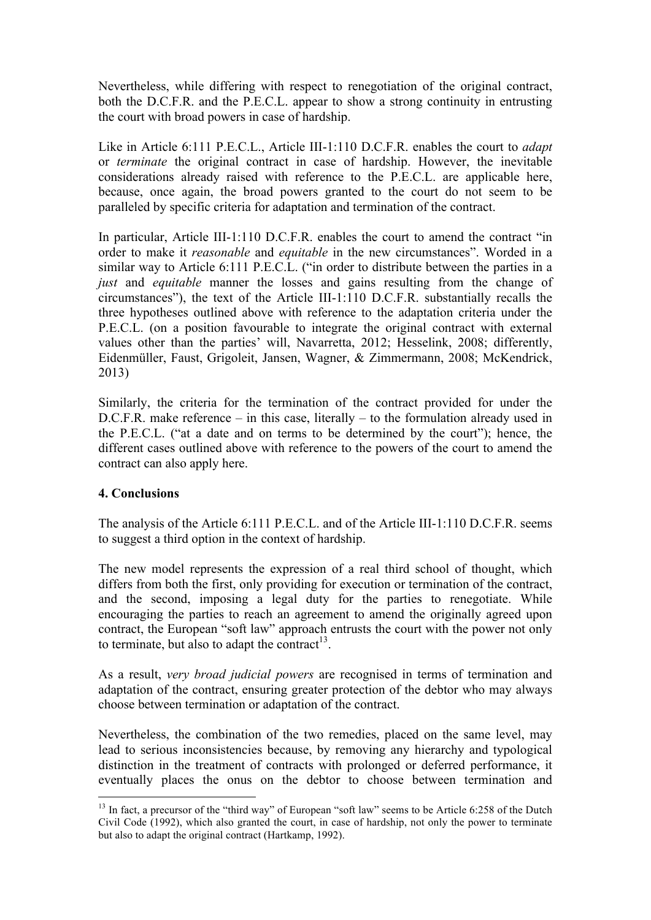Nevertheless, while differing with respect to renegotiation of the original contract, both the D.C.F.R. and the P.E.C.L. appear to show a strong continuity in entrusting the court with broad powers in case of hardship.

Like in Article 6:111 P.E.C.L., Article III-1:110 D.C.F.R. enables the court to *adapt* or *terminate* the original contract in case of hardship. However, the inevitable considerations already raised with reference to the P.E.C.L. are applicable here, because, once again, the broad powers granted to the court do not seem to be paralleled by specific criteria for adaptation and termination of the contract.

In particular, Article III-1:110 D.C.F.R. enables the court to amend the contract "in order to make it *reasonable* and *equitable* in the new circumstances". Worded in a similar way to Article 6:111 P.E.C.L. ("in order to distribute between the parties in a *just* and *equitable* manner the losses and gains resulting from the change of circumstances"), the text of the Article III-1:110 D.C.F.R. substantially recalls the three hypotheses outlined above with reference to the adaptation criteria under the P.E.C.L. (on a position favourable to integrate the original contract with external values other than the parties' will, Navarretta, 2012; Hesselink, 2008; differently, Eidenmüller, Faust, Grigoleit, Jansen, Wagner, & Zimmermann, 2008; McKendrick, 2013)

Similarly, the criteria for the termination of the contract provided for under the D.C.F.R. make reference – in this case, literally – to the formulation already used in the P.E.C.L. ("at a date and on terms to be determined by the court"); hence, the different cases outlined above with reference to the powers of the court to amend the contract can also apply here.

## 4. Conclusions

The analysis of the Article 6:111 P.E.C.L. and of the Article III-1:110 D.C.F.R. seems to suggest a third option in the context of hardship.

The new model represents the expression of a real third school of thought, which differs from both the first, only providing for execution or termination of the contract, and the second, imposing a legal duty for the parties to renegotiate. While encouraging the parties to reach an agreement to amend the originally agreed upon contract, the European "soft law" approach entrusts the court with the power not only to terminate, but also to adapt the contract[13].

As a result, *very broad judicial powers* are recognised in terms of termination and adaptation of the contract, ensuring greater protection of the debtor who may always choose between termination or adaptation of the contract.

Nevertheless, the combination of the two remedies, placed on the same level, may lead to serious inconsistencies because, by removing any hierarchy and typological distinction in the treatment of contracts with prolonged or deferred performance, it eventually places the onus on the debtor to choose between termination and

[13] In fact, a precursor of the "third way" of European "soft law" seems to be Article 6:258 of the Dutch Civil Code (1992), which also granted the court, in case of hardship, not only the power to terminate but also to adapt the original contract (Hartkamp, 1992).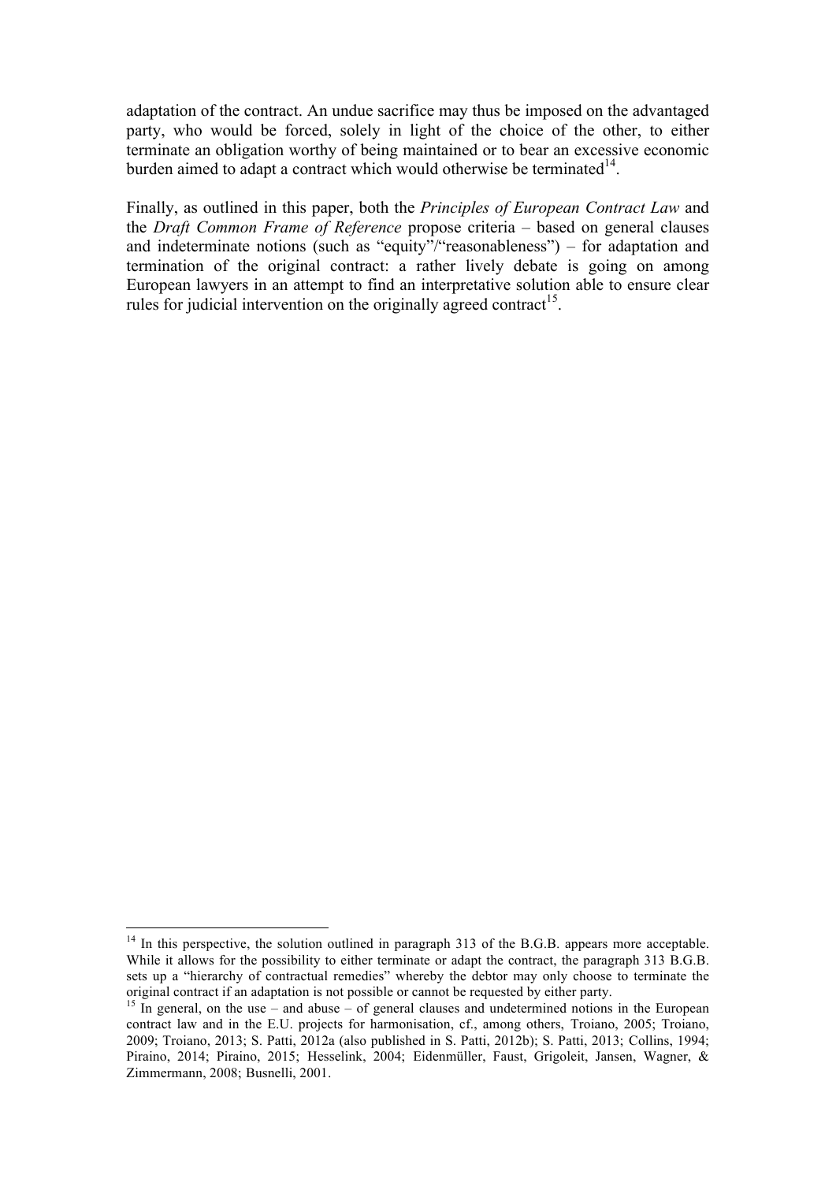adaptation of the contract. An undue sacrifice may thus be imposed on the advantaged party, who would be forced, solely in light of the choice of the other, to either terminate an obligation worthy of being maintained or to bear an excessive economic burden aimed to adapt a contract which would otherwise be terminated[14].

Finally, as outlined in this paper, both the *Principles of European Contract Law* and the *Draft Common Frame of Reference* propose criteria – based on general clauses and indeterminate notions (such as "equity"/"reasonableness") – for adaptation and termination of the original contract: a rather lively debate is going on among European lawyers in an attempt to find an interpretative solution able to ensure clear rules for judicial intervention on the originally agreed contract[15].

---

[14] In this perspective, the solution outlined in paragraph 313 of the B.G.B. appears more acceptable. While it allows for the possibility to either terminate or adapt the contract, the paragraph 313 B.G.B. sets up a "hierarchy of contractual remedies" whereby the debtor may only choose to terminate the original contract if an adaptation is not possible or cannot be requested by either party.

[15] In general, on the use – and abuse – of general clauses and undetermined notions in the European contract law and in the E.U. projects for harmonisation, cf., among others, Troiano, 2005; Troiano, 2009; Troiano, 2013; S. Patti, 2012a (also published in S. Patti, 2012b); S. Patti, 2013; Collins, 1994; Piraino, 2014; Piraino, 2015; Hesselink, 2004; Eidenmüller, Faust, Grigoleit, Jansen, Wagner, & Zimmermann, 2008; Busnelli, 2001.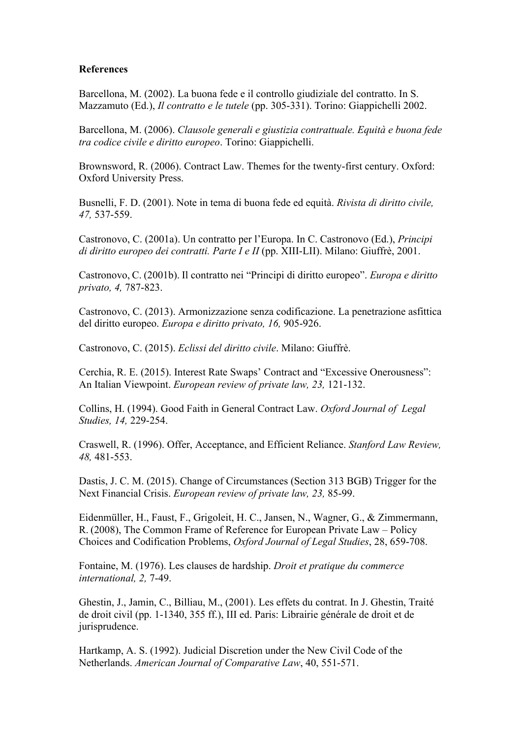**References**

Barcellona, M. (2002). La buona fede e il controllo giudiziale del contratto. In S. Mazzamuto (Ed.), *Il contratto e le tutele* (pp. 305-331). Torino: Giappichelli 2002.

Barcellona, M. (2006). *Clausole generali e giustizia contrattuale. Equità e buona fede tra codice civile e diritto europeo*. Torino: Giappichelli.

Brownsword, R. (2006). Contract Law. Themes for the twenty-first century. Oxford: Oxford University Press.

Busnelli, F. D. (2001). Note in tema di buona fede ed equità. *Rivista di diritto civile, 47,* 537-559.

Castronovo, C. (2001a). Un contratto per l'Europa. In C. Castronovo (Ed.), *Principi di diritto europeo dei contratti. Parte I e II* (pp. XIII-LII). Milano: Giuffrè, 2001.

Castronovo, C. (2001b). Il contratto nei "Principi di diritto europeo". *Europa e diritto privato, 4,* 787-823.

Castronovo, C. (2013). Armonizzazione senza codificazione. La penetrazione asfittica del diritto europeo. *Europa e diritto privato, 16,* 905-926.

Castronovo, C. (2015). *Eclissi del diritto civile*. Milano: Giuffrè.

Cerchia, R. E. (2015). Interest Rate Swaps' Contract and "Excessive Onerousness": An Italian Viewpoint. *European review of private law, 23,* 121-132.

Collins, H. (1994). Good Faith in General Contract Law. *Oxford Journal of Legal Studies, 14,* 229-254.

Craswell, R. (1996). Offer, Acceptance, and Efficient Reliance. *Stanford Law Review, 48,* 481-553.

Dastis, J. C. M. (2015). Change of Circumstances (Section 313 BGB) Trigger for the Next Financial Crisis. *European review of private law, 23,* 85-99.

Eidenmüller, H., Faust, F., Grigoleit, H. C., Jansen, N., Wagner, G., & Zimmermann, R. (2008), The Common Frame of Reference for European Private Law – Policy Choices and Codification Problems, *Oxford Journal of Legal Studies*, 28, 659-708.

Fontaine, M. (1976). Les clauses de hardship. *Droit et pratique du commerce international, 2,* 7-49.

Ghestin, J., Jamin, C., Billiau, M., (2001). Les effets du contrat. In J. Ghestin, Traité de droit civil (pp. 1-1340, 355 ff.), III ed. Paris: Librairie générale de droit et de jurisprudence.

Hartkamp, A. S. (1992). Judicial Discretion under the New Civil Code of the Netherlands. *American Journal of Comparative Law*, 40, 551-571.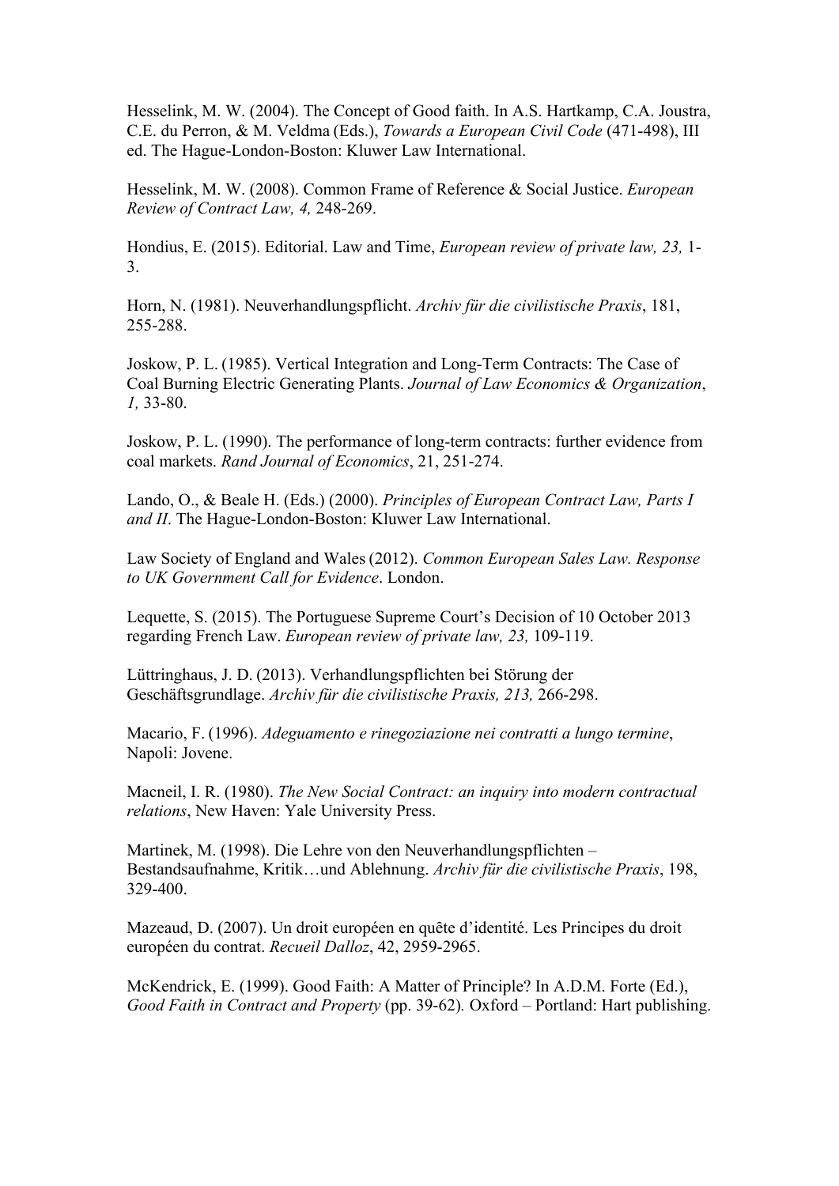Hesselink, M. W. (2004). The Concept of Good faith. In A.S. Hartkamp, C.A. Joustra, C.E. du Perron, & M. Veldma (Eds.), *Towards a European Civil Code* (471-498), III ed. The Hague-London-Boston: Kluwer Law International.

Hesselink, M. W. (2008). Common Frame of Reference & Social Justice. *European Review of Contract Law, 4,* 248-269.

Hondius, E. (2015). Editorial. Law and Time, *European review of private law, 23,* 1-3.

Horn, N. (1981). Neuverhandlungspflicht. *Archiv für die civilistische Praxis*, 181, 255-288.

Joskow, P. L. (1985). Vertical Integration and Long-Term Contracts: The Case of Coal Burning Electric Generating Plants. *Journal of Law Economics & Organization*, *1,* 33-80.

Joskow, P. L. (1990). The performance of long-term contracts: further evidence from coal markets. *Rand Journal of Economics*, 21, 251-274.

Lando, O., & Beale H. (Eds.) (2000). *Principles of European Contract Law, Parts I and II*. The Hague-London-Boston: Kluwer Law International.

Law Society of England and Wales (2012). *Common European Sales Law. Response to UK Government Call for Evidence*. London.

Lequette, S. (2015). The Portuguese Supreme Court's Decision of 10 October 2013 regarding French Law. *European review of private law, 23,* 109-119.

Lüttringhaus, J. D. (2013). Verhandlungspflichten bei Störung der Geschäftsgrundlage. *Archiv für die civilistische Praxis, 213,* 266-298.

Macario, F. (1996). *Adeguamento e rinegoziazione nei contratti a lungo termine*, Napoli: Jovene.

Macneil, I. R. (1980). *The New Social Contract: an inquiry into modern contractual relations*, New Haven: Yale University Press.

Martinek, M. (1998). Die Lehre von den Neuverhandlungspflichten – Bestandsaufnahme, Kritik…und Ablehnung. *Archiv für die civilistische Praxis*, 198, 329-400.

Mazeaud, D. (2007). Un droit européen en quête d'identité. Les Principes du droit européen du contrat. *Recueil Dalloz*, 42, 2959-2965.

McKendrick, E. (1999). Good Faith: A Matter of Principle? In A.D.M. Forte (Ed.), *Good Faith in Contract and Property* (pp. 39-62)*.* Oxford – Portland: Hart publishing.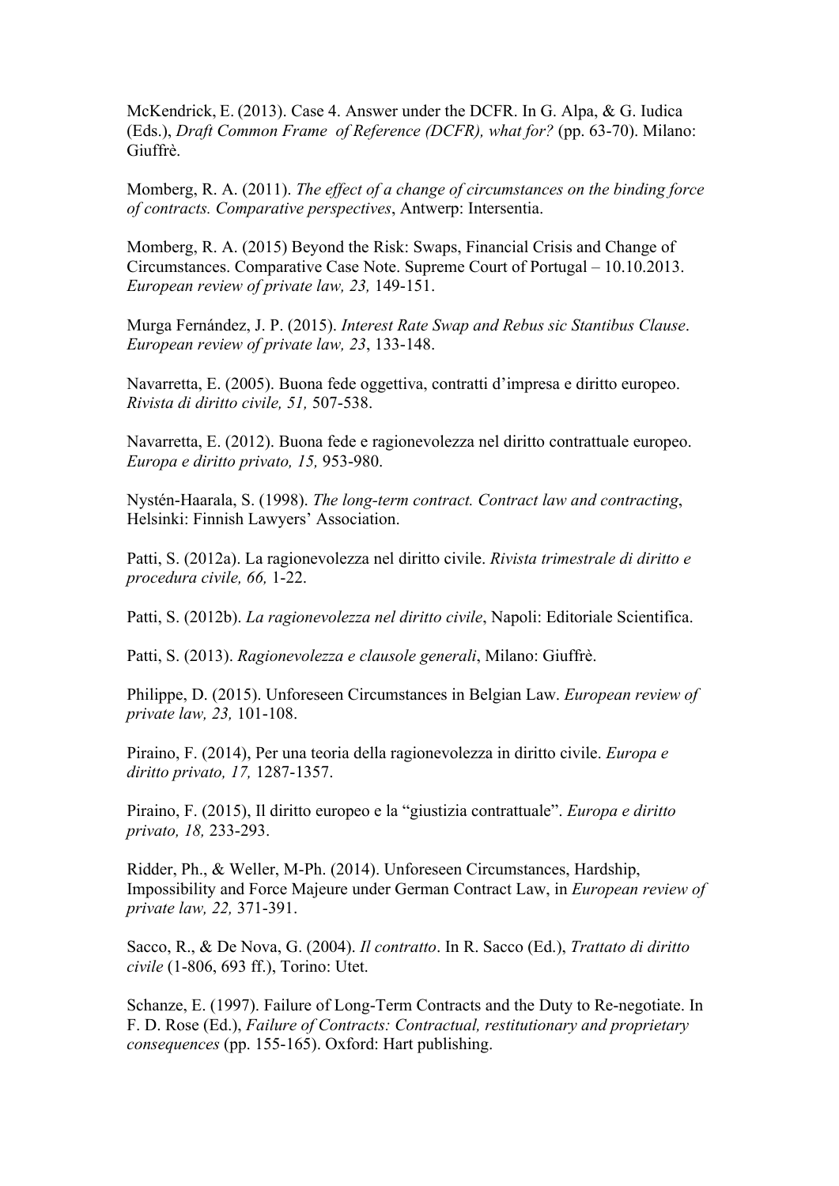McKendrick, E. (2013). Case 4. Answer under the DCFR. In G. Alpa, & G. Iudica (Eds.), *Draft Common Frame of Reference (DCFR), what for?* (pp. 63-70). Milano: Giuffrè.

Momberg, R. A. (2011). *The effect of a change of circumstances on the binding force of contracts. Comparative perspectives*, Antwerp: Intersentia.

Momberg, R. A. (2015) Beyond the Risk: Swaps, Financial Crisis and Change of Circumstances. Comparative Case Note. Supreme Court of Portugal – 10.10.2013. *European review of private law, 23,* 149-151.

Murga Fernández, J. P. (2015). *Interest Rate Swap and Rebus sic Stantibus Clause*. *European review of private law, 23*, 133-148.

Navarretta, E. (2005). Buona fede oggettiva, contratti d'impresa e diritto europeo. *Rivista di diritto civile, 51,* 507-538.

Navarretta, E. (2012). Buona fede e ragionevolezza nel diritto contrattuale europeo. *Europa e diritto privato, 15,* 953-980.

Nystén-Haarala, S. (1998). *The long-term contract. Contract law and contracting*, Helsinki: Finnish Lawyers' Association.

Patti, S. (2012a). La ragionevolezza nel diritto civile. *Rivista trimestrale di diritto e procedura civile, 66,* 1-22.

Patti, S. (2012b). *La ragionevolezza nel diritto civile*, Napoli: Editoriale Scientifica.

Patti, S. (2013). *Ragionevolezza e clausole generali*, Milano: Giuffrè.

Philippe, D. (2015). Unforeseen Circumstances in Belgian Law. *European review of private law, 23,* 101-108.

Piraino, F. (2014), Per una teoria della ragionevolezza in diritto civile. *Europa e diritto privato, 17,* 1287-1357.

Piraino, F. (2015), Il diritto europeo e la "giustizia contrattuale". *Europa e diritto privato, 18,* 233-293.

Ridder, Ph., & Weller, M-Ph. (2014). Unforeseen Circumstances, Hardship, Impossibility and Force Majeure under German Contract Law, in *European review of private law, 22,* 371-391.

Sacco, R., & De Nova, G. (2004). *Il contratto*. In R. Sacco (Ed.), *Trattato di diritto civile* (1-806, 693 ff.), Torino: Utet.

Schanze, E. (1997). Failure of Long-Term Contracts and the Duty to Re-negotiate. In F. D. Rose (Ed.), *Failure of Contracts: Contractual, restitutionary and proprietary consequences* (pp. 155-165). Oxford: Hart publishing.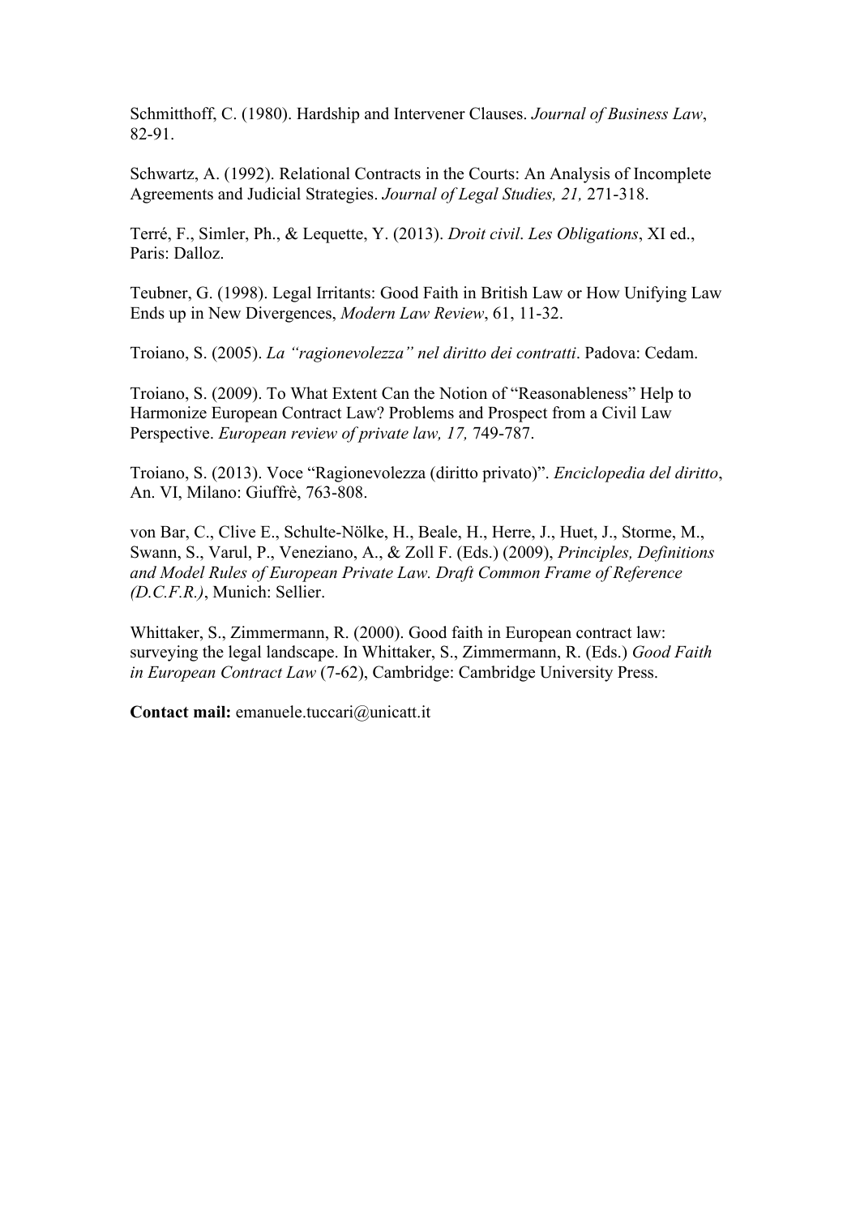Schmitthoff, C. (1980). Hardship and Intervener Clauses. *Journal of Business Law*, 82-91.

Schwartz, A. (1992). Relational Contracts in the Courts: An Analysis of Incomplete Agreements and Judicial Strategies. *Journal of Legal Studies, 21,* 271-318.

Terré, F., Simler, Ph., & Lequette, Y. (2013). *Droit civil*. *Les Obligations*, XI ed., Paris: Dalloz.

Teubner, G. (1998). Legal Irritants: Good Faith in British Law or How Unifying Law Ends up in New Divergences, *Modern Law Review*, 61, 11-32.

Troiano, S. (2005). *La "ragionevolezza" nel diritto dei contratti*. Padova: Cedam.

Troiano, S. (2009). To What Extent Can the Notion of "Reasonableness" Help to Harmonize European Contract Law? Problems and Prospect from a Civil Law Perspective. *European review of private law, 17,* 749-787.

Troiano, S. (2013). Voce "Ragionevolezza (diritto privato)". *Enciclopedia del diritto*, An. VI, Milano: Giuffrè, 763-808.

von Bar, C., Clive E., Schulte-Nölke, H., Beale, H., Herre, J., Huet, J., Storme, M., Swann, S., Varul, P., Veneziano, A., & Zoll F. (Eds.) (2009), *Principles, Definitions and Model Rules of European Private Law. Draft Common Frame of Reference (D.C.F.R.)*, Munich: Sellier.

Whittaker, S., Zimmermann, R. (2000). Good faith in European contract law: surveying the legal landscape. In Whittaker, S., Zimmermann, R. (Eds.) *Good Faith in European Contract Law* (7-62), Cambridge: Cambridge University Press.

**Contact mail:** emanuele.tuccari@unicatt.it